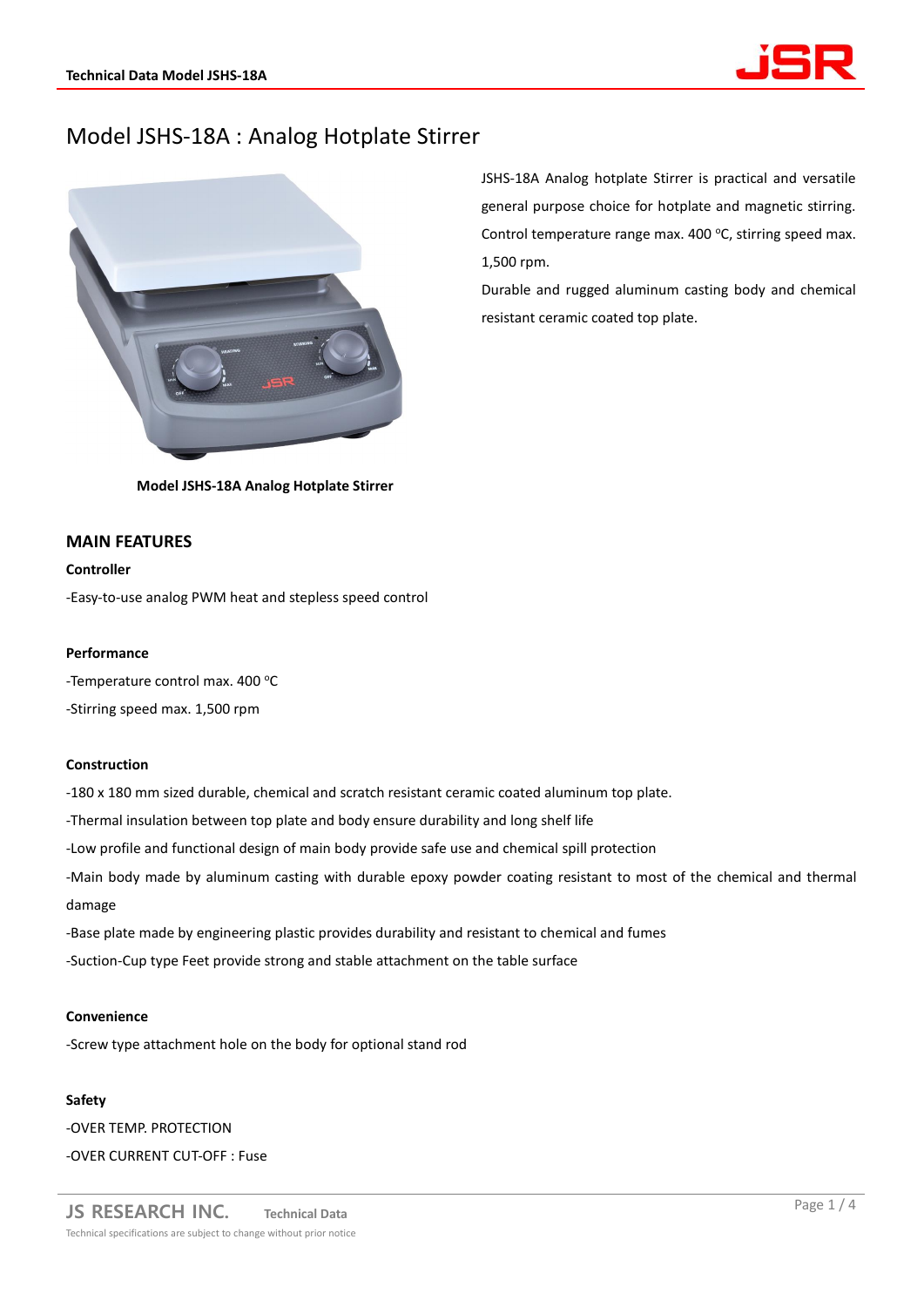# Model JSHS-18A : Analog Hotplate Stirrer

JSHS-18A Analog hotplate Stirrer is practical and versatile general purpose choice for hotplate and magnetic stirring. Control temperature range max. 400 °C, stirring speed max. 1,500 rpm.

Durable and rugged aluminum casting body and chemical resistant ceramic coated top plate.

**Model JSHS-18A Analog Hotplate Stirrer**

## MAIN FEATURES

**Controller**

-Easy-to-use analog PWM heat and stepless speed control

**Performance**

-Temperature control max. 400 °C

-Stirring speed max. 1,500 rpm

**Construction**

-180 x 180 mm sized durable, chemical and scratch resistant ceramic coated aluminum top plate.

-Thermal insulation between top plate and body ensure durability and long shelf life

-Low profile and functional design of main body provide safe use and chemical spill protection

-Main body made by aluminum casting with durable epoxy powder coating resistant to most of the chemical and thermal damage

-Base plate made by engineering plastic provides durability and resistant to chemical and fumes

-Suction-Cup type Feet provide strong and stable attachment on the table surface

**Convenience**

-Screw type attachment hole on the body for optional stand rod

**Safety**

-OVER TEMP. PROTECTION

-OVER CURRENT CUT-OFF : Fuse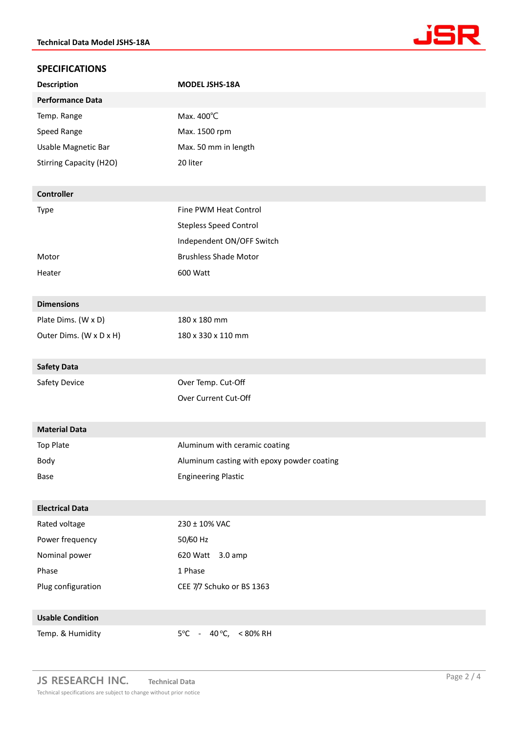## SPECIFICATIONS

| Description | MODEL JSHS-18A |
|---|---|
| **Performance Data** | |
| Temp. Range | Max. 400℃ |
| Speed Range | Max. 1500 rpm |
| Usable Magnetic Bar | Max. 50 mm in length |
| Stirring Capacity ($H_2O$) | 20 liter |
| **Controller** | |
| Type | Fine PWM Heat Control |
| | Stepless Speed Control |
| | Independent ON/OFF Switch |
| Motor | Brushless Shade Motor |
| Heater | 600 Watt |
| **Dimensions** | |
| Plate Dims. (W x D) | 180 x 180 mm |
| Outer Dims. (W x D x H) | 180 x 330 x 110 mm |
| **Safety Data** | |
| Safety Device | Over Temp. Cut-Off |
| | Over Current Cut-Off |
| **Material Data** | |
| Top Plate | Aluminum with ceramic coating |
| Body | Aluminum casting with epoxy powder coating |
| Base | Engineering Plastic |
| **Electrical Data** | |
| Rated voltage | 230 ± 10% VAC |
| Power frequency | 50/60 Hz |
| Nominal power | 620 Watt 3.0 amp |
| Phase | 1 Phase |
| Plug configuration | CEE 7/7 Schuko or BS 1363 |
| **Usable Condition** | |
| Temp. & Humidity | 5℃ - 40℃, < 80% RH |

JS RESEARCH INC. Technical Data

Technical specifications are subject to change without prior notice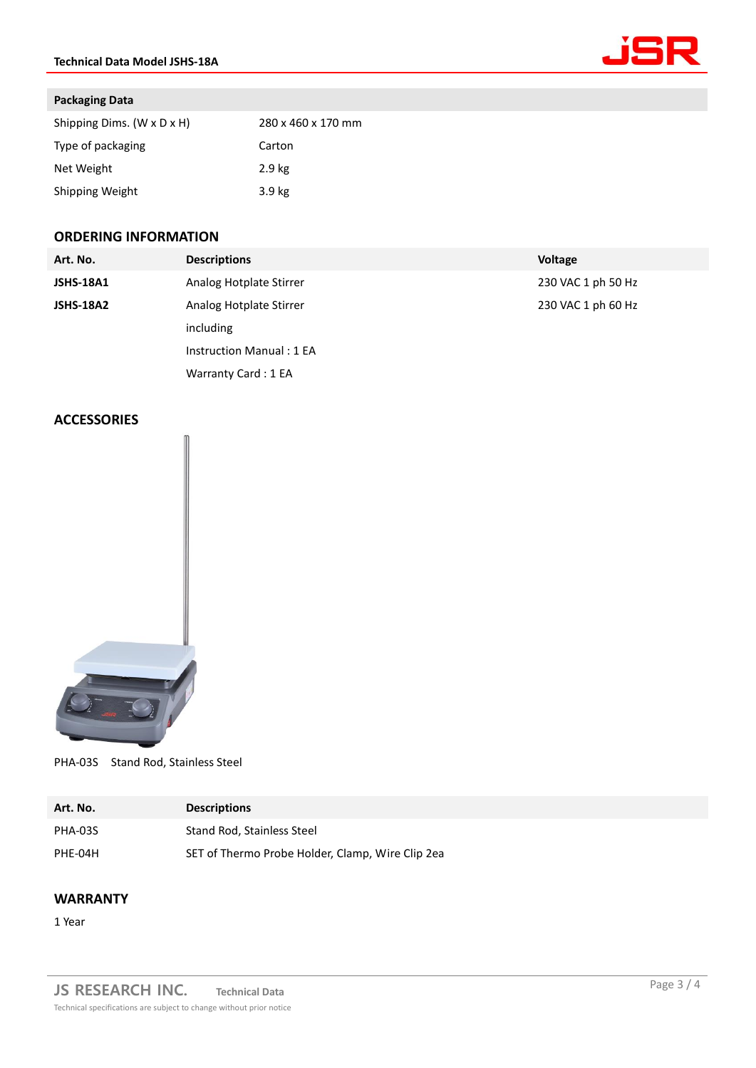## Packaging Data

| | |
|---|---|
| Shipping Dims. (W x D x H) | 280 x 460 x 170 mm |
| Type of packaging | Carton |
| Net Weight | 2.9 kg |
| Shipping Weight | 3.9 kg |

## ORDERING INFORMATION

| Art. No. | Descriptions | Voltage |
|---|---|---|
| **JSHS-18A1** | Analog Hotplate Stirrer | 230 VAC 1 ph 50 Hz |
| **JSHS-18A2** | Analog Hotplate Stirrer | 230 VAC 1 ph 60 Hz |
| | including | |
| | Instruction Manual : 1 EA | |
| | Warranty Card : 1 EA | |

## ACCESSORIES

PHA-03S Stand Rod, Stainless Steel

| Art. No. | Descriptions |
|---|---|
| PHA-03S | Stand Rod, Stainless Steel |
| PHE-04H | SET of Thermo Probe Holder, Clamp, Wire Clip 2ea |

## WARRANTY

1 Year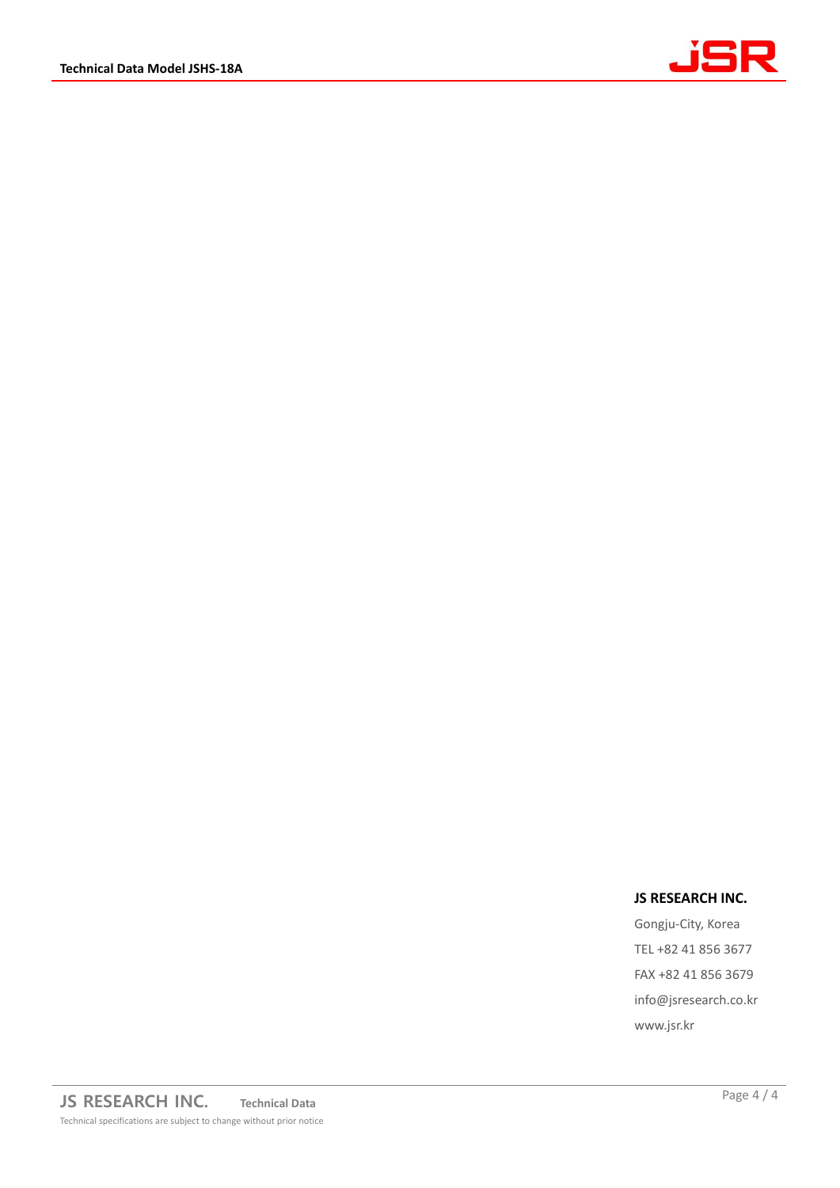**JS RESEARCH INC.**

Gongju-City, Korea

TEL +82 41 856 3677

FAX +82 41 856 3679

info@jsresearch.co.kr

www.jsr.kr